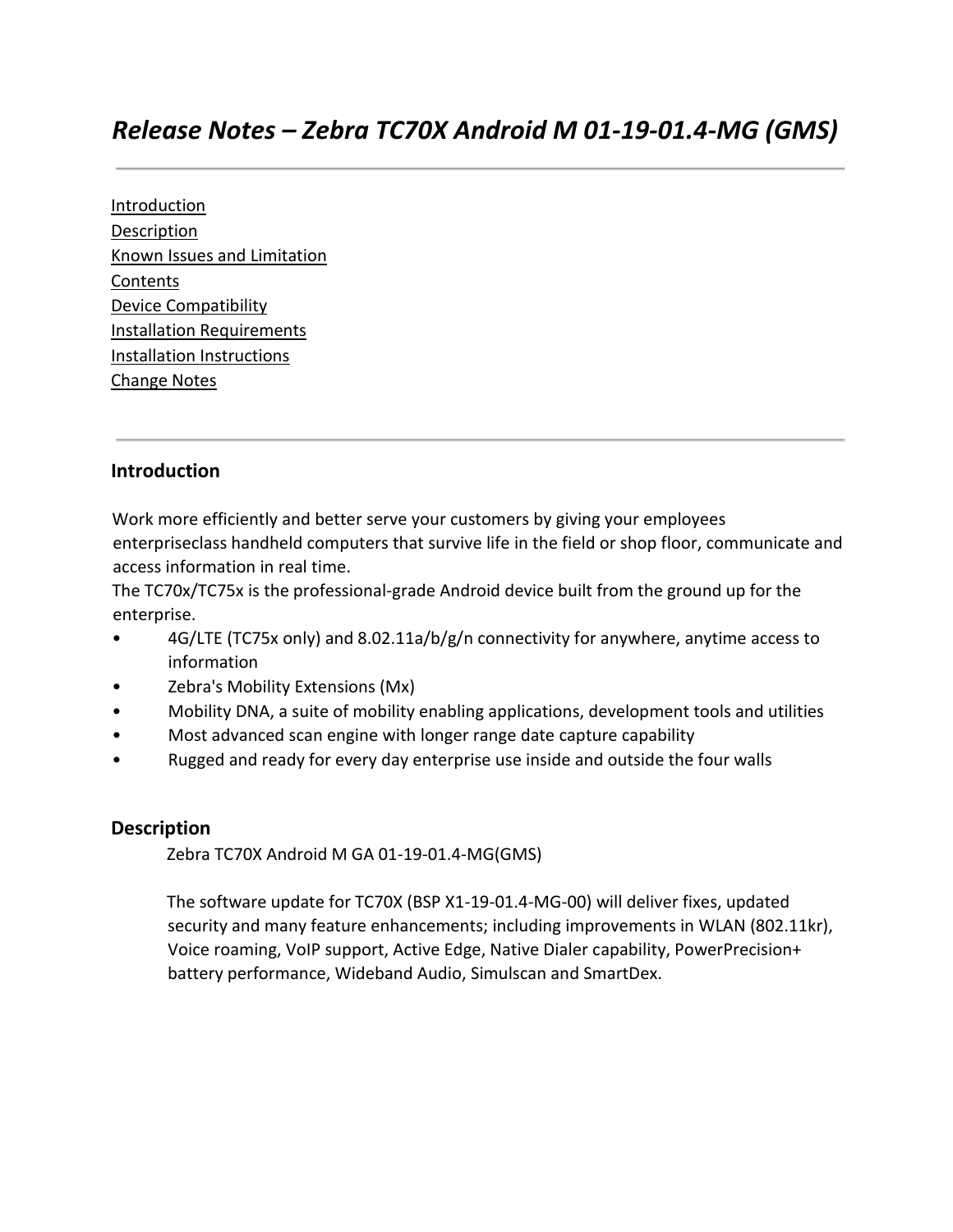# *Release Notes – Zebra TC70X Android M 01-19-01.4-MG (GMS)*

---

Introduction
Description
Known Issues and Limitation
Contents
Device Compatibility
Installation Requirements
Installation Instructions
Change Notes

---

## Introduction

Work more efficiently and better serve your customers by giving your employees enterpriseclass handheld computers that survive life in the field or shop floor, communicate and access information in real time.
The TC70x/TC75x is the professional-grade Android device built from the ground up for the enterprise.

- 4G/LTE (TC75x only) and 8.02.11a/b/g/n connectivity for anywhere, anytime access to information
- Zebra's Mobility Extensions (Mx)
- Mobility DNA, a suite of mobility enabling applications, development tools and utilities
- Most advanced scan engine with longer range date capture capability
- Rugged and ready for every day enterprise use inside and outside the four walls

## Description

Zebra TC70X Android M GA 01-19-01.4-MG(GMS)

The software update for TC70X (BSP X1-19-01.4-MG-00) will deliver fixes, updated security and many feature enhancements; including improvements in WLAN (802.11kr), Voice roaming, VoIP support, Active Edge, Native Dialer capability, PowerPrecision+ battery performance, Wideband Audio, Simulscan and SmartDex.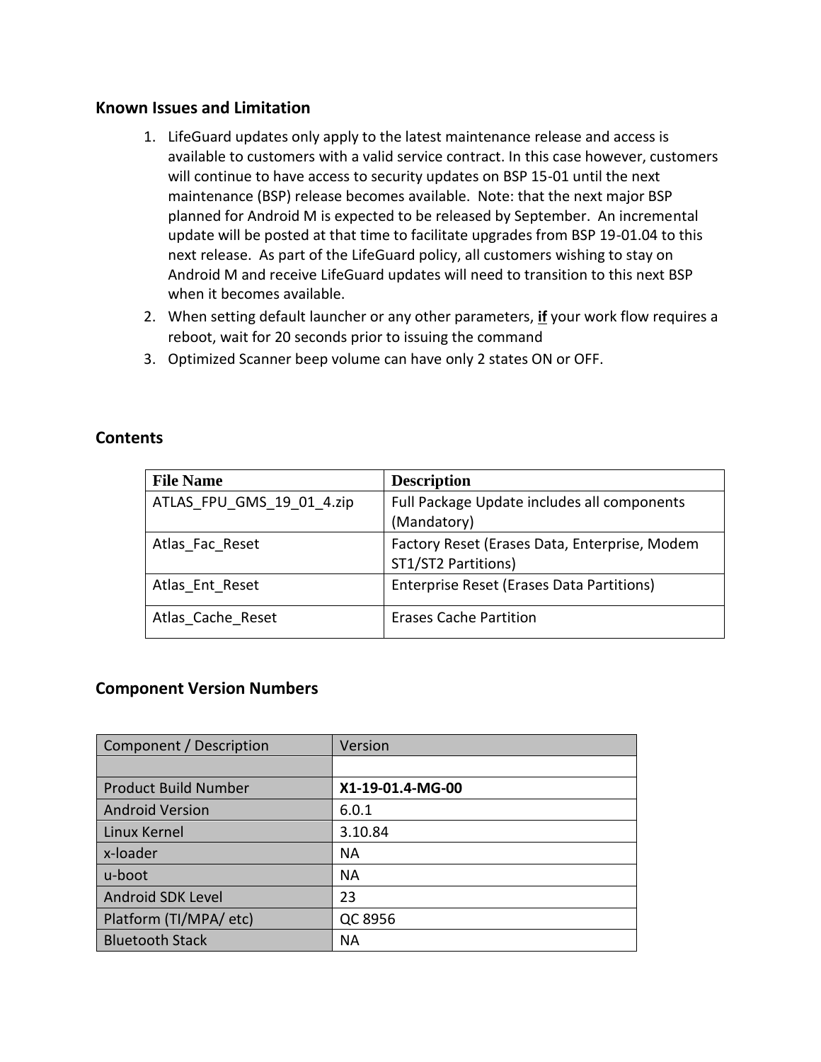## Known Issues and Limitation

1. LifeGuard updates only apply to the latest maintenance release and access is available to customers with a valid service contract. In this case however, customers will continue to have access to security updates on BSP 15-01 until the next maintenance (BSP) release becomes available. Note: that the next major BSP planned for Android M is expected to be released by September. An incremental update will be posted at that time to facilitate upgrades from BSP 19-01.04 to this next release. As part of the LifeGuard policy, all customers wishing to stay on Android M and receive LifeGuard updates will need to transition to this next BSP when it becomes available.
2. When setting default launcher or any other parameters, **if** your work flow requires a reboot, wait for 20 seconds prior to issuing the command
3. Optimized Scanner beep volume can have only 2 states ON or OFF.

## Contents

| File Name | Description |
|---|---|
| ATLAS_FPU_GMS_19_01_4.zip | Full Package Update includes all components (Mandatory) |
| Atlas_Fac_Reset | Factory Reset (Erases Data, Enterprise, Modem ST1/ST2 Partitions) |
| Atlas_Ent_Reset | Enterprise Reset (Erases Data Partitions) |
| Atlas_Cache_Reset | Erases Cache Partition |

## Component Version Numbers

| Component / Description | Version |
|---|---|
| | |
| Product Build Number | **X1-19-01.4-MG-00** |
| Android Version | 6.0.1 |
| Linux Kernel | 3.10.84 |
| x-loader | NA |
| u-boot | NA |
| Android SDK Level | 23 |
| Platform (TI/MPA/ etc) | QC 8956 |
| Bluetooth Stack | NA |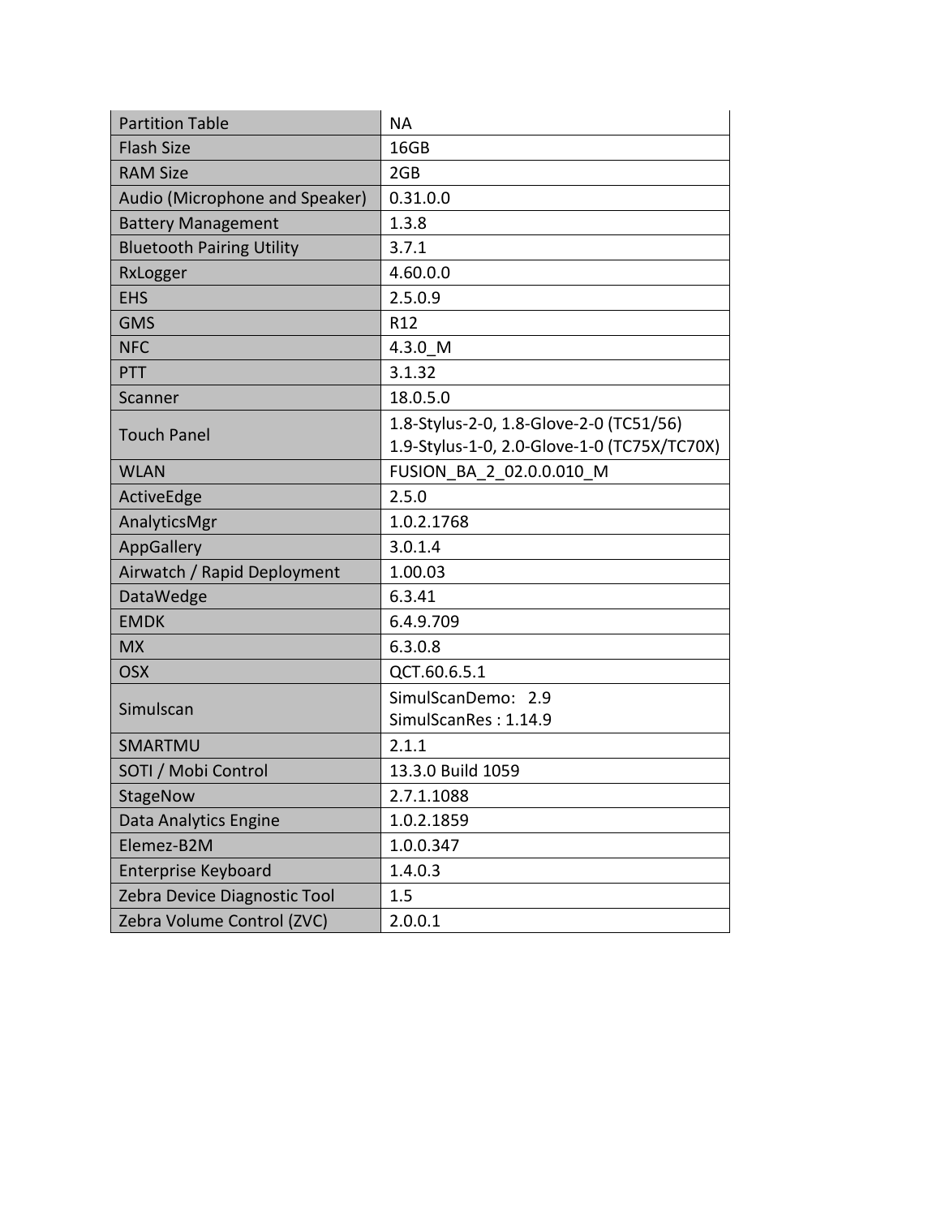| | |
|---|---|
| Partition Table | NA |
| Flash Size | 16GB |
| RAM Size | 2GB |
| Audio (Microphone and Speaker) | 0.31.0.0 |
| Battery Management | 1.3.8 |
| Bluetooth Pairing Utility | 3.7.1 |
| RxLogger | 4.60.0.0 |
| EHS | 2.5.0.9 |
| GMS | R12 |
| NFC | 4.3.0_M |
| PTT | 3.1.32 |
| Scanner | 18.0.5.0 |
| Touch Panel | 1.8-Stylus-2-0, 1.8-Glove-2-0 (TC51/56)<br>1.9-Stylus-1-0, 2.0-Glove-1-0 (TC75X/TC70X) |
| WLAN | FUSION_BA_2_02.0.0.010_M |
| ActiveEdge | 2.5.0 |
| AnalyticsMgr | 1.0.2.1768 |
| AppGallery | 3.0.1.4 |
| Airwatch / Rapid Deployment | 1.00.03 |
| DataWedge | 6.3.41 |
| EMDK | 6.4.9.709 |
| MX | 6.3.0.8 |
| OSX | QCT.60.6.5.1 |
| Simulscan | SimulScanDemo: 2.9<br>SimulScanRes : 1.14.9 |
| SMARTMU | 2.1.1 |
| SOTI / Mobi Control | 13.3.0 Build 1059 |
| StageNow | 2.7.1.1088 |
| Data Analytics Engine | 1.0.2.1859 |
| Elemez-B2M | 1.0.0.347 |
| Enterprise Keyboard | 1.4.0.3 |
| Zebra Device Diagnostic Tool | 1.5 |
| Zebra Volume Control (ZVC) | 2.0.0.1 |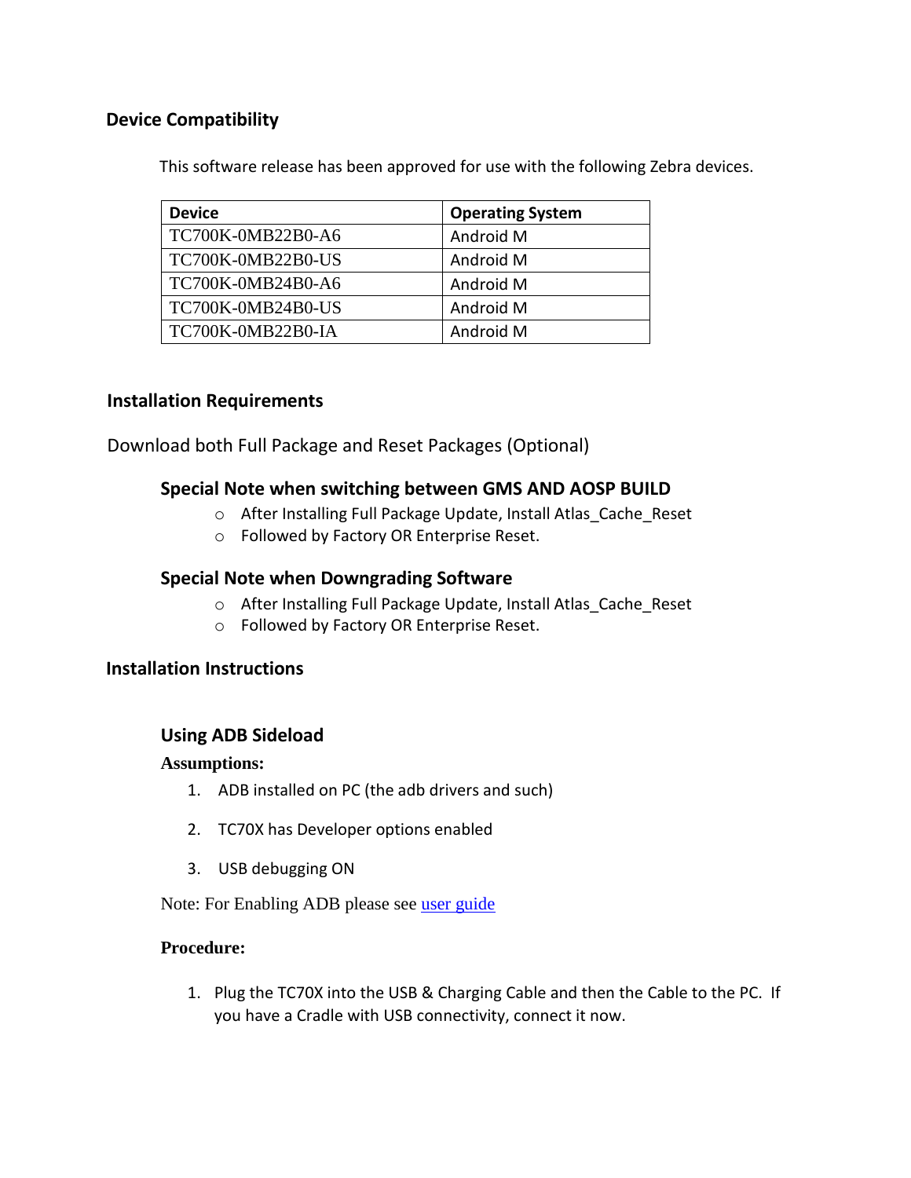## Device Compatibility

This software release has been approved for use with the following Zebra devices.

| Device | Operating System |
|---|---|
| TC700K-0MB22B0-A6 | Android M |
| TC700K-0MB22B0-US | Android M |
| TC700K-0MB24B0-A6 | Android M |
| TC700K-0MB24B0-US | Android M |
| TC700K-0MB22B0-IA | Android M |

## Installation Requirements

Download both Full Package and Reset Packages (Optional)

### Special Note when switching between GMS AND AOSP BUILD

- After Installing Full Package Update, Install Atlas_Cache_Reset
- Followed by Factory OR Enterprise Reset.

### Special Note when Downgrading Software

- After Installing Full Package Update, Install Atlas_Cache_Reset
- Followed by Factory OR Enterprise Reset.

## Installation Instructions

### Using ADB Sideload

**Assumptions:**

1. ADB installed on PC (the adb drivers and such)
2. TC70X has Developer options enabled
3. USB debugging ON

Note: For Enabling ADB please see user guide

**Procedure:**

1. Plug the TC70X into the USB & Charging Cable and then the Cable to the PC. If you have a Cradle with USB connectivity, connect it now.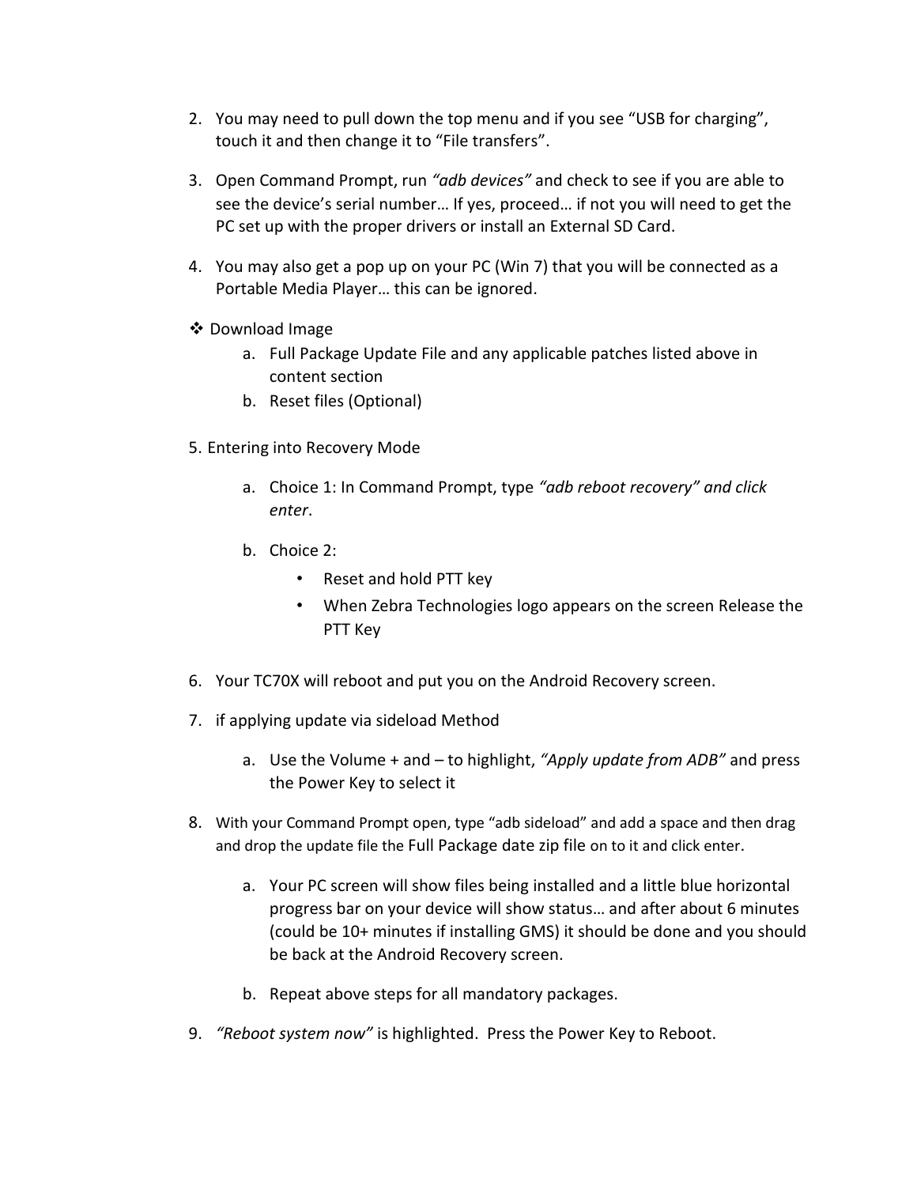2. You may need to pull down the top menu and if you see "USB for charging", touch it and then change it to "File transfers".

3. Open Command Prompt, run *"adb devices"* and check to see if you are able to see the device's serial number… If yes, proceed… if not you will need to get the PC set up with the proper drivers or install an External SD Card.

4. You may also get a pop up on your PC (Win 7) that you will be connected as a Portable Media Player… this can be ignored.

- ❖ Download Image
  a. Full Package Update File and any applicable patches listed above in content section
  b. Reset files (Optional)

5. Entering into Recovery Mode

   a. Choice 1: In Command Prompt, type *"adb reboot recovery" and click enter*.

   b. Choice 2:
      - Reset and hold PTT key
      - When Zebra Technologies logo appears on the screen Release the PTT Key

6. Your TC70X will reboot and put you on the Android Recovery screen.

7. if applying update via sideload Method

   a. Use the Volume + and – to highlight, *"Apply update from ADB"* and press the Power Key to select it

8. With your Command Prompt open, type "adb sideload" and add a space and then drag and drop the update file the Full Package date zip file on to it and click enter.

   a. Your PC screen will show files being installed and a little blue horizontal progress bar on your device will show status… and after about 6 minutes (could be 10+ minutes if installing GMS) it should be done and you should be back at the Android Recovery screen.

   b. Repeat above steps for all mandatory packages.

9. *"Reboot system now"* is highlighted. Press the Power Key to Reboot.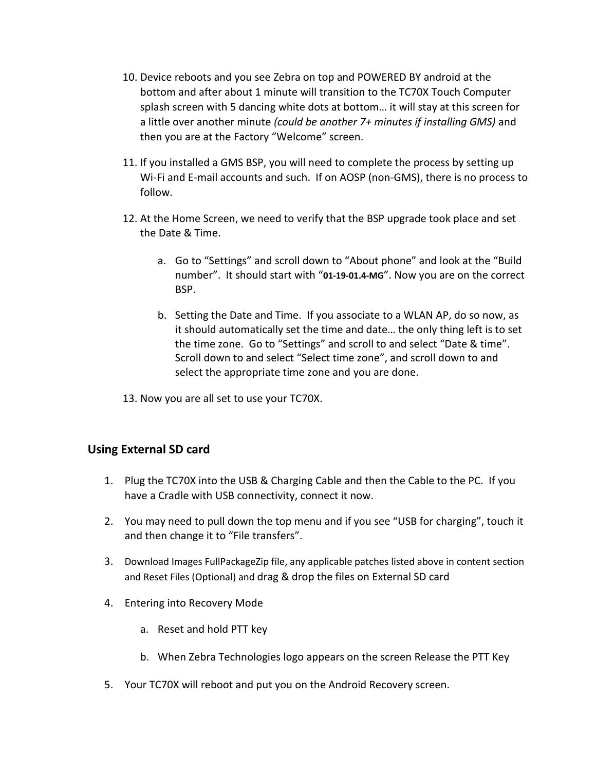10. Device reboots and you see Zebra on top and POWERED BY android at the bottom and after about 1 minute will transition to the TC70X Touch Computer splash screen with 5 dancing white dots at bottom… it will stay at this screen for a little over another minute *(could be another 7+ minutes if installing GMS)* and then you are at the Factory "Welcome" screen.

11. If you installed a GMS BSP, you will need to complete the process by setting up Wi-Fi and E-mail accounts and such. If on AOSP (non-GMS), there is no process to follow.

12. At the Home Screen, we need to verify that the BSP upgrade took place and set the Date & Time.

    a. Go to "Settings" and scroll down to "About phone" and look at the "Build number". It should start with "**01-19-01.4-MG**". Now you are on the correct BSP.

    b. Setting the Date and Time. If you associate to a WLAN AP, do so now, as it should automatically set the time and date… the only thing left is to set the time zone. Go to "Settings" and scroll to and select "Date & time". Scroll down to and select "Select time zone", and scroll down to and select the appropriate time zone and you are done.

13. Now you are all set to use your TC70X.

## Using External SD card

1. Plug the TC70X into the USB & Charging Cable and then the Cable to the PC. If you have a Cradle with USB connectivity, connect it now.

2. You may need to pull down the top menu and if you see "USB for charging", touch it and then change it to "File transfers".

3. Download Images FullPackageZip file, any applicable patches listed above in content section and Reset Files (Optional) and drag & drop the files on External SD card

4. Entering into Recovery Mode

    a. Reset and hold PTT key

    b. When Zebra Technologies logo appears on the screen Release the PTT Key

5. Your TC70X will reboot and put you on the Android Recovery screen.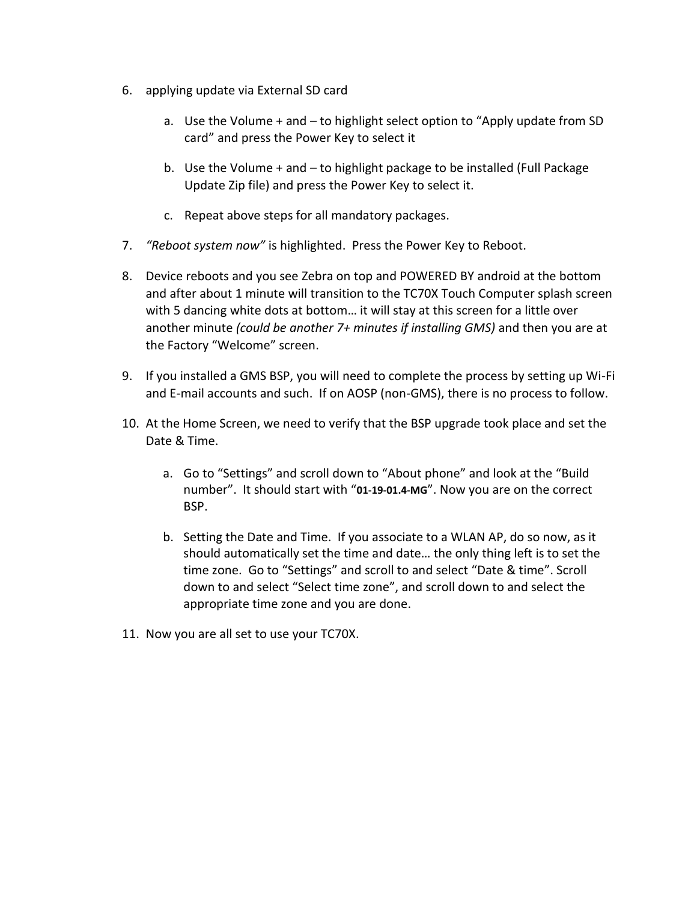6. applying update via External SD card

   a. Use the Volume + and – to highlight select option to “Apply update from SD card” and press the Power Key to select it

   b. Use the Volume + and – to highlight package to be installed (Full Package Update Zip file) and press the Power Key to select it.

   c. Repeat above steps for all mandatory packages.

7. *“Reboot system now”* is highlighted. Press the Power Key to Reboot.

8. Device reboots and you see Zebra on top and POWERED BY android at the bottom and after about 1 minute will transition to the TC70X Touch Computer splash screen with 5 dancing white dots at bottom… it will stay at this screen for a little over another minute *(could be another 7+ minutes if installing GMS)* and then you are at the Factory “Welcome” screen.

9. If you installed a GMS BSP, you will need to complete the process by setting up Wi-Fi and E-mail accounts and such. If on AOSP (non-GMS), there is no process to follow.

10. At the Home Screen, we need to verify that the BSP upgrade took place and set the Date & Time.

    a. Go to “Settings” and scroll down to “About phone” and look at the “Build number”. It should start with “**01-19-01.4-MG**”. Now you are on the correct BSP.

    b. Setting the Date and Time. If you associate to a WLAN AP, do so now, as it should automatically set the time and date… the only thing left is to set the time zone. Go to “Settings” and scroll to and select “Date & time”. Scroll down to and select “Select time zone”, and scroll down to and select the appropriate time zone and you are done.

11. Now you are all set to use your TC70X.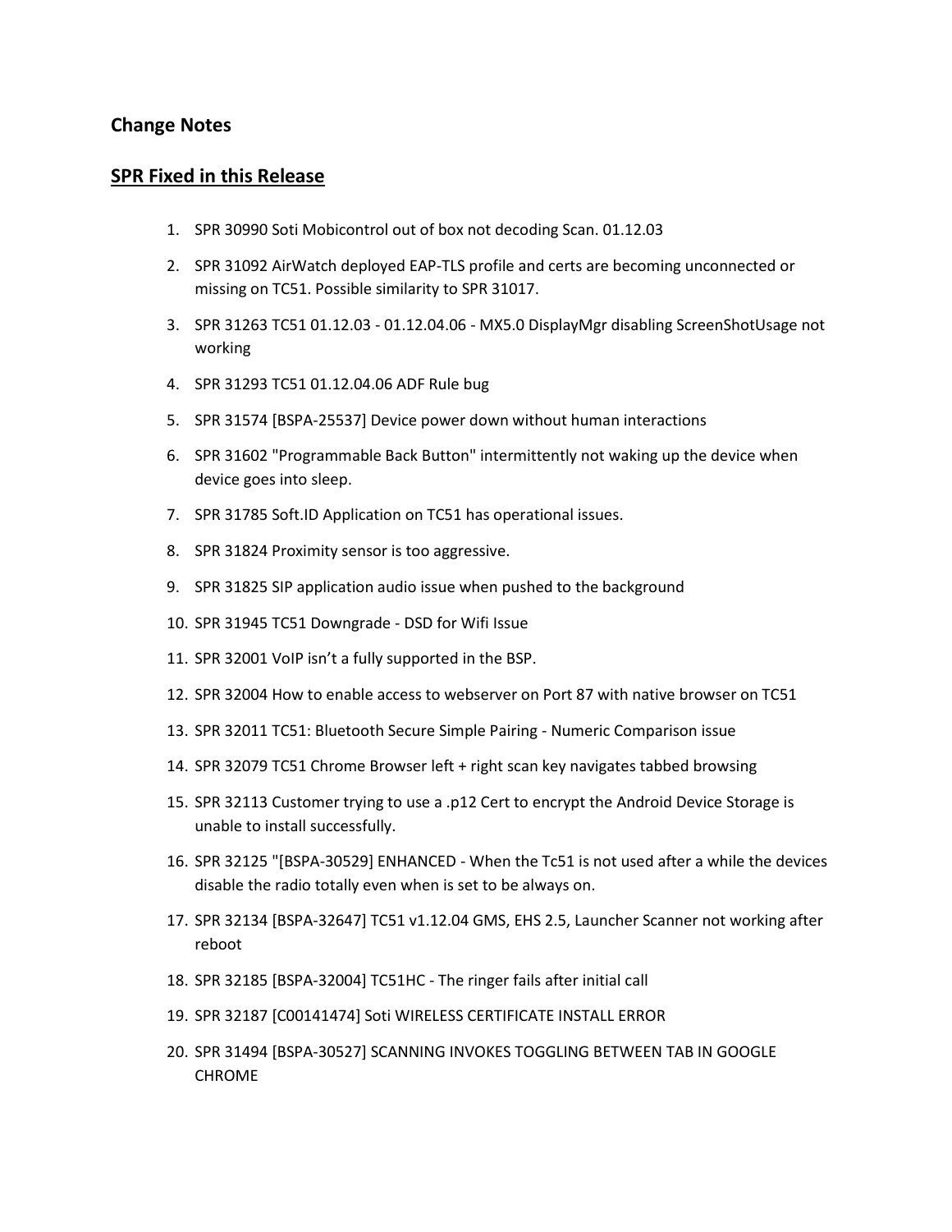## Change Notes

## SPR Fixed in this Release

1. SPR 30990 Soti Mobicontrol out of box not decoding Scan. 01.12.03
2. SPR 31092 AirWatch deployed EAP-TLS profile and certs are becoming unconnected or missing on TC51. Possible similarity to SPR 31017.
3. SPR 31263 TC51 01.12.03 - 01.12.04.06 - MX5.0 DisplayMgr disabling ScreenShotUsage not working
4. SPR 31293 TC51 01.12.04.06 ADF Rule bug
5. SPR 31574 [BSPA-25537] Device power down without human interactions
6. SPR 31602 "Programmable Back Button" intermittently not waking up the device when device goes into sleep.
7. SPR 31785 Soft.ID Application on TC51 has operational issues.
8. SPR 31824 Proximity sensor is too aggressive.
9. SPR 31825 SIP application audio issue when pushed to the background
10. SPR 31945 TC51 Downgrade - DSD for Wifi Issue
11. SPR 32001 VoIP isn't a fully supported in the BSP.
12. SPR 32004 How to enable access to webserver on Port 87 with native browser on TC51
13. SPR 32011 TC51: Bluetooth Secure Simple Pairing - Numeric Comparison issue
14. SPR 32079 TC51 Chrome Browser left + right scan key navigates tabbed browsing
15. SPR 32113 Customer trying to use a .p12 Cert to encrypt the Android Device Storage is unable to install successfully.
16. SPR 32125 "[BSPA-30529] ENHANCED - When the Tc51 is not used after a while the devices disable the radio totally even when is set to be always on.
17. SPR 32134 [BSPA-32647] TC51 v1.12.04 GMS, EHS 2.5, Launcher Scanner not working after reboot
18. SPR 32185 [BSPA-32004] TC51HC - The ringer fails after initial call
19. SPR 32187 [C00141474] Soti WIRELESS CERTIFICATE INSTALL ERROR
20. SPR 31494 [BSPA-30527] SCANNING INVOKES TOGGLING BETWEEN TAB IN GOOGLE CHROME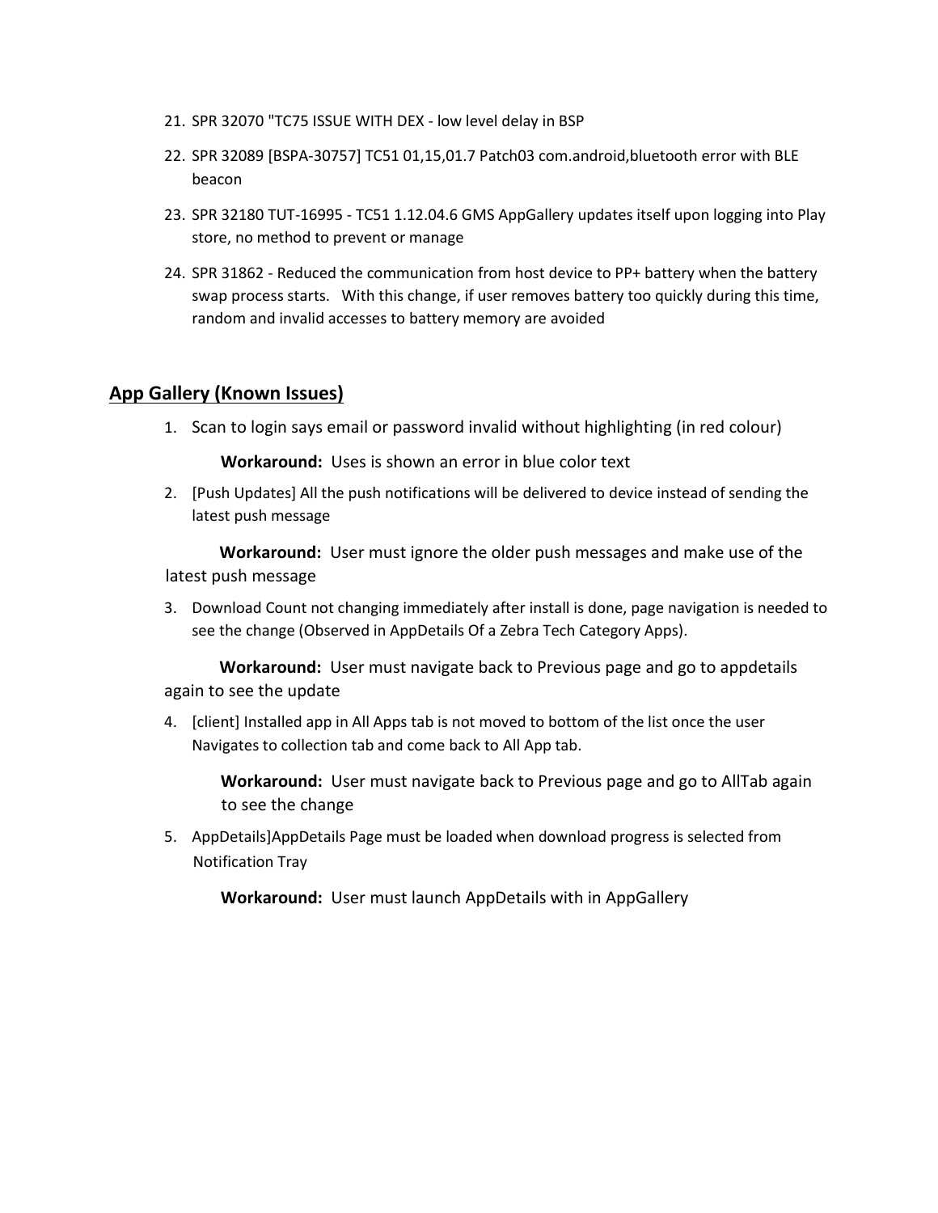21. SPR 32070 "TC75 ISSUE WITH DEX - low level delay in BSP
22. SPR 32089 [BSPA-30757] TC51 01,15,01.7 Patch03 com.android,bluetooth error with BLE beacon
23. SPR 32180 TUT-16995 - TC51 1.12.04.6 GMS AppGallery updates itself upon logging into Play store, no method to prevent or manage
24. SPR 31862 - Reduced the communication from host device to PP+ battery when the battery swap process starts. With this change, if user removes battery too quickly during this time, random and invalid accesses to battery memory are avoided

## App Gallery (Known Issues)

1. Scan to login says email or password invalid without highlighting (in red colour)

   **Workaround:** Uses is shown an error in blue color text

2. [Push Updates] All the push notifications will be delivered to device instead of sending the latest push message

   **Workaround:** User must ignore the older push messages and make use of the latest push message

3. Download Count not changing immediately after install is done, page navigation is needed to see the change (Observed in AppDetails Of a Zebra Tech Category Apps).

   **Workaround:** User must navigate back to Previous page and go to appdetails again to see the update

4. [client] Installed app in All Apps tab is not moved to bottom of the list once the user Navigates to collection tab and come back to All App tab.

   **Workaround:** User must navigate back to Previous page and go to AllTab again to see the change

5. AppDetails]AppDetails Page must be loaded when download progress is selected from Notification Tray

   **Workaround:** User must launch AppDetails with in AppGallery